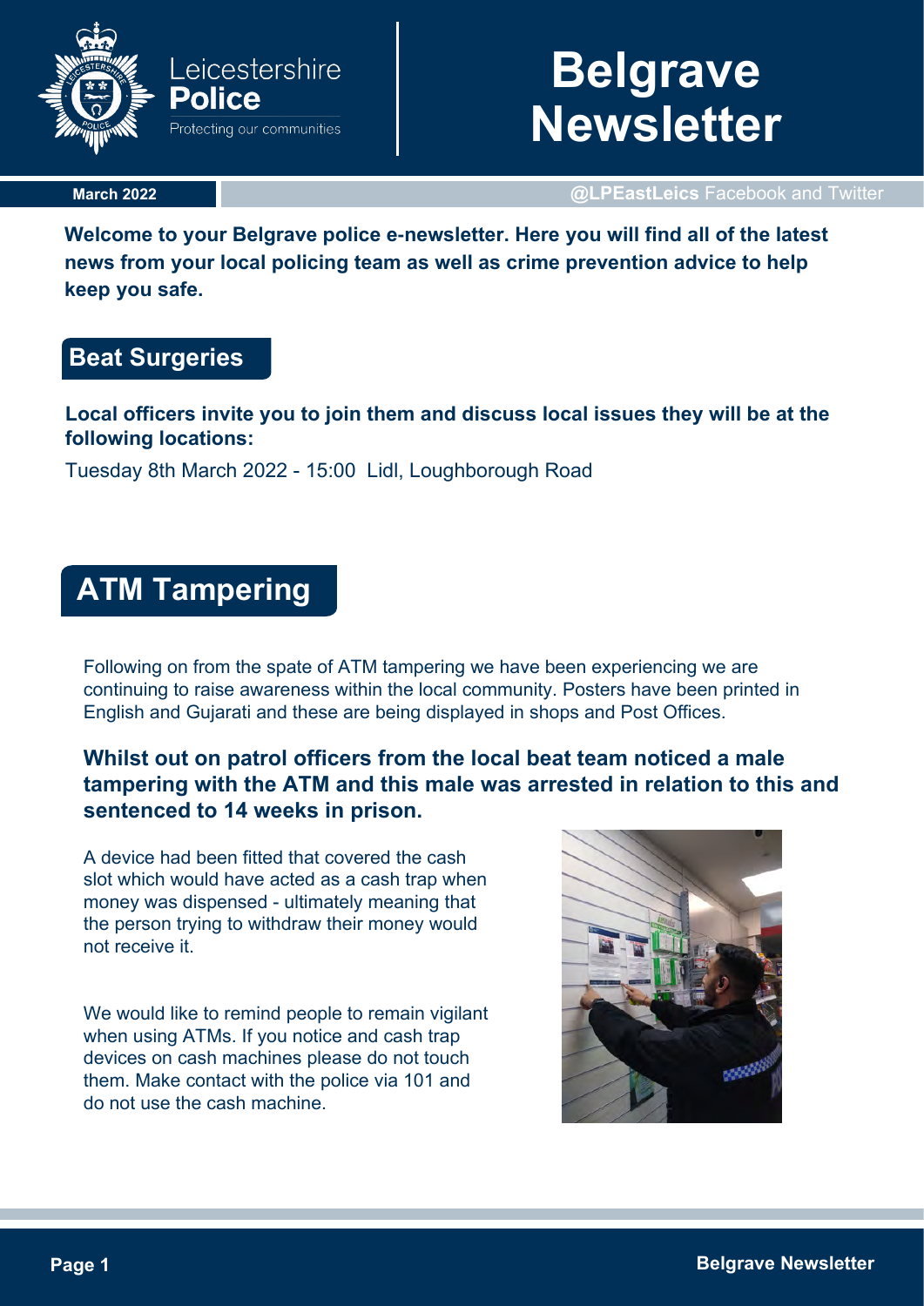Leicestershire **Police**
Protecting our communities

# Belgrave Newsletter

**March 2022**

**@LPEastLeics** Facebook and Twitter

**Welcome to your Belgrave police e-newsletter. Here you will find all of the latest news from your local policing team as well as crime prevention advice to help keep you safe.**

## Beat Surgeries

**Local officers invite you to join them and discuss local issues they will be at the following locations:**

Tuesday 8th March 2022 - 15:00  Lidl, Loughborough Road

## ATM Tampering

Following on from the spate of ATM tampering we have been experiencing we are continuing to raise awareness within the local community. Posters have been printed in English and Gujarati and these are being displayed in shops and Post Offices.

**Whilst out on patrol officers from the local beat team noticed a male tampering with the ATM and this male was arrested in relation to this and sentenced to 14 weeks in prison.**

A device had been fitted that covered the cash slot which would have acted as a cash trap when money was dispensed - ultimately meaning that the person trying to withdraw their money would not receive it.

We would like to remind people to remain vigilant when using ATMs. If you notice and cash trap devices on cash machines please do not touch them. Make contact with the police via 101 and do not use the cash machine.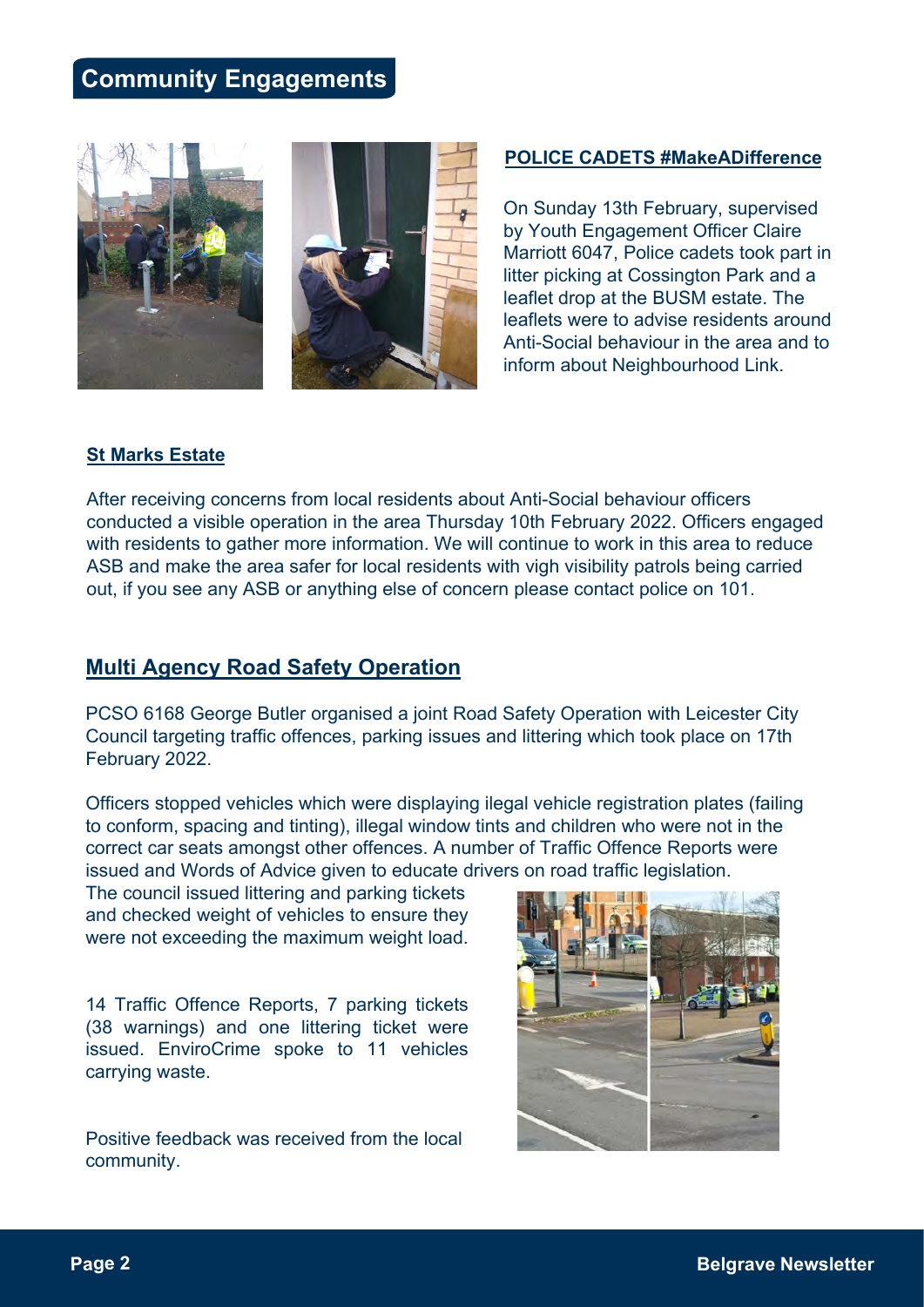# Community Engagements

## POLICE CADETS #MakeADifference

On Sunday 13th February, supervised by Youth Engagement Officer Claire Marriott 6047, Police cadets took part in litter picking at Cossington Park and a leaflet drop at the BUSM estate. The leaflets were to advise residents around Anti-Social behaviour in the area and to inform about Neighbourhood Link.

### St Marks Estate

After receiving concerns from local residents about Anti-Social behaviour officers conducted a visible operation in the area Thursday 10th February 2022. Officers engaged with residents to gather more information. We will continue to work in this area to reduce ASB and make the area safer for local residents with vigh visibility patrols being carried out, if you see any ASB or anything else of concern please contact police on 101.

## Multi Agency Road Safety Operation

PCSO 6168 George Butler organised a joint Road Safety Operation with Leicester City Council targeting traffic offences, parking issues and littering which took place on 17th February 2022.

Officers stopped vehicles which were displaying ilegal vehicle registration plates (failing to conform, spacing and tinting), illegal window tints and children who were not in the correct car seats amongst other offences. A number of Traffic Offence Reports were issued and Words of Advice given to educate drivers on road traffic legislation.

The council issued littering and parking tickets and checked weight of vehicles to ensure they were not exceeding the maximum weight load.

14 Traffic Offence Reports, 7 parking tickets (38 warnings) and one littering ticket were issued. EnviroCrime spoke to 11 vehicles carrying waste.

Positive feedback was received from the local community.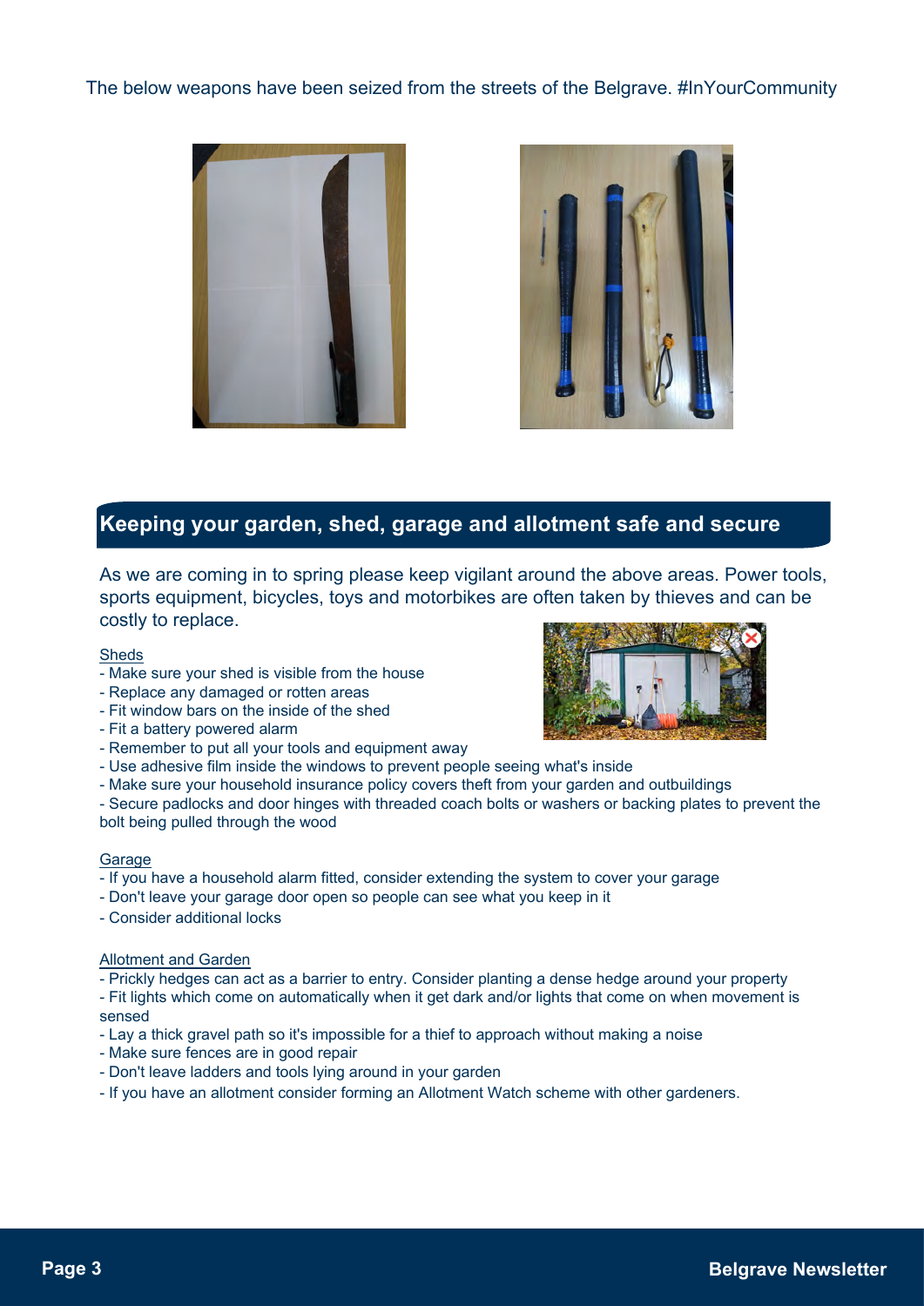The below weapons have been seized from the streets of the Belgrave. #InYourCommunity

## Keeping your garden, shed, garage and allotment safe and secure

As we are coming in to spring please keep vigilant around the above areas. Power tools, sports equipment, bicycles, toys and motorbikes are often taken by thieves and can be costly to replace.

Sheds

- Make sure your shed is visible from the house
- Replace any damaged or rotten areas
- Fit window bars on the inside of the shed
- Fit a battery powered alarm
- Remember to put all your tools and equipment away
- Use adhesive film inside the windows to prevent people seeing what's inside
- Make sure your household insurance policy covers theft from your garden and outbuildings
- Secure padlocks and door hinges with threaded coach bolts or washers or backing plates to prevent the bolt being pulled through the wood

Garage

- If you have a household alarm fitted, consider extending the system to cover your garage
- Don't leave your garage door open so people can see what you keep in it
- Consider additional locks

Allotment and Garden

- Prickly hedges can act as a barrier to entry. Consider planting a dense hedge around your property
- Fit lights which come on automatically when it get dark and/or lights that come on when movement is sensed
- Lay a thick gravel path so it's impossible for a thief to approach without making a noise
- Make sure fences are in good repair
- Don't leave ladders and tools lying around in your garden
- If you have an allotment consider forming an Allotment Watch scheme with other gardeners.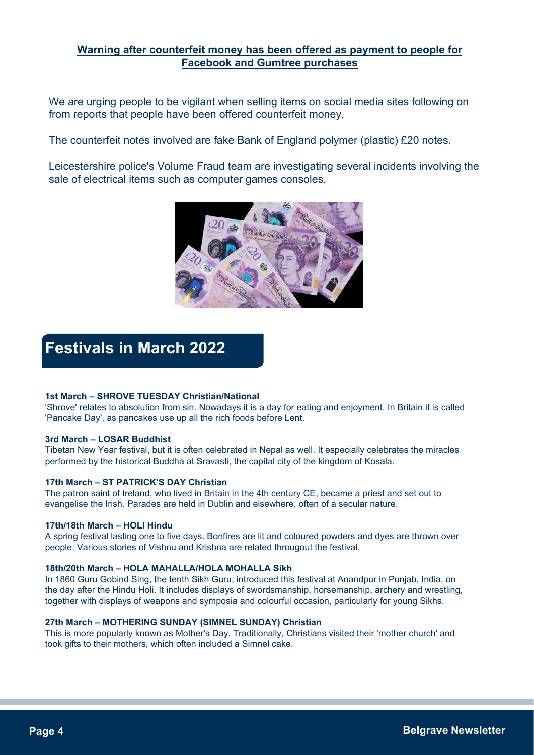## Warning after counterfeit money has been offered as payment to people for Facebook and Gumtree purchases

We are urging people to be vigilant when selling items on social media sites following on from reports that people have been offered counterfeit money.

The counterfeit notes involved are fake Bank of England polymer (plastic) £20 notes.

Leicestershire police's Volume Fraud team are investigating several incidents involving the sale of electrical items such as computer games consoles.

## Festivals in March 2022

**1st March – SHROVE TUESDAY Christian/National**
'Shrove' relates to absolution from sin. Nowadays it is a day for eating and enjoyment. In Britain it is called 'Pancake Day', as pancakes use up all the rich foods before Lent.

**3rd March – LOSAR Buddhist**
Tibetan New Year festival, but it is often celebrated in Nepal as well. It especially celebrates the miracles performed by the historical Buddha at Sravasti, the capital city of the kingdom of Kosala.

**17th March – ST PATRICK'S DAY Christian**
The patron saint of Ireland, who lived in Britain in the 4th century CE, became a priest and set out to evangelise the Irish. Parades are held in Dublin and elsewhere, often of a secular nature.

**17th/18th March – HOLI Hindu**
A spring festival lasting one to five days. Bonfires are lit and coloured powders and dyes are thrown over people. Various stories of Vishnu and Krishna are related througout the festival.

**18th/20th March – HOLA MAHALLA/HOLA MOHALLA Sikh**
In 1860 Guru Gobind Sing, the tenth Sikh Guru, introduced this festival at Anandpur in Punjab, India, on the day after the Hindu Holi. It includes displays of swordsmanship, horsemanship, archery and wrestling, together with displays of weapons and symposia and colourful occasion, particularly for young Sikhs.

**27th March – MOTHERING SUNDAY (SIMNEL SUNDAY) Christian**
This is more popularly known as Mother's Day. Traditionally, Christians visited their 'mother church' and took gifts to their mothers, which often included a Simnel cake.